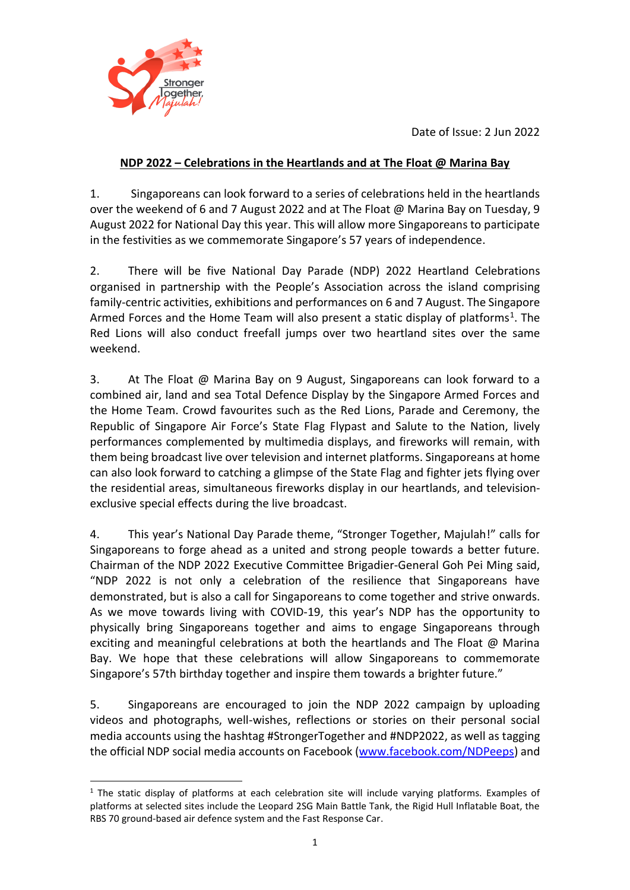Date of Issue: 2 Jun 2022

**NDP 2022 – Celebrations in the Heartlands and at The Float @ Marina Bay**

1. Singaporeans can look forward to a series of celebrations held in the heartlands over the weekend of 6 and 7 August 2022 and at The Float @ Marina Bay on Tuesday, 9 August 2022 for National Day this year. This will allow more Singaporeans to participate in the festivities as we commemorate Singapore's 57 years of independence.

2. There will be five National Day Parade (NDP) 2022 Heartland Celebrations organised in partnership with the People's Association across the island comprising family-centric activities, exhibitions and performances on 6 and 7 August. The Singapore Armed Forces and the Home Team will also present a static display of platforms[1]. The Red Lions will also conduct freefall jumps over two heartland sites over the same weekend.

3. At The Float @ Marina Bay on 9 August, Singaporeans can look forward to a combined air, land and sea Total Defence Display by the Singapore Armed Forces and the Home Team. Crowd favourites such as the Red Lions, Parade and Ceremony, the Republic of Singapore Air Force's State Flag Flypast and Salute to the Nation, lively performances complemented by multimedia displays, and fireworks will remain, with them being broadcast live over television and internet platforms. Singaporeans at home can also look forward to catching a glimpse of the State Flag and fighter jets flying over the residential areas, simultaneous fireworks display in our heartlands, and television-exclusive special effects during the live broadcast.

4. This year's National Day Parade theme, "Stronger Together, Majulah!" calls for Singaporeans to forge ahead as a united and strong people towards a better future. Chairman of the NDP 2022 Executive Committee Brigadier-General Goh Pei Ming said, "NDP 2022 is not only a celebration of the resilience that Singaporeans have demonstrated, but is also a call for Singaporeans to come together and strive onwards. As we move towards living with COVID-19, this year's NDP has the opportunity to physically bring Singaporeans together and aims to engage Singaporeans through exciting and meaningful celebrations at both the heartlands and The Float @ Marina Bay. We hope that these celebrations will allow Singaporeans to commemorate Singapore's 57th birthday together and inspire them towards a brighter future."

5. Singaporeans are encouraged to join the NDP 2022 campaign by uploading videos and photographs, well-wishes, reflections or stories on their personal social media accounts using the hashtag #StrongerTogether and #NDP2022, as well as tagging the official NDP social media accounts on Facebook (www.facebook.com/NDPeeps) and

---

[1] The static display of platforms at each celebration site will include varying platforms. Examples of platforms at selected sites include the Leopard 2SG Main Battle Tank, the Rigid Hull Inflatable Boat, the RBS 70 ground-based air defence system and the Fast Response Car.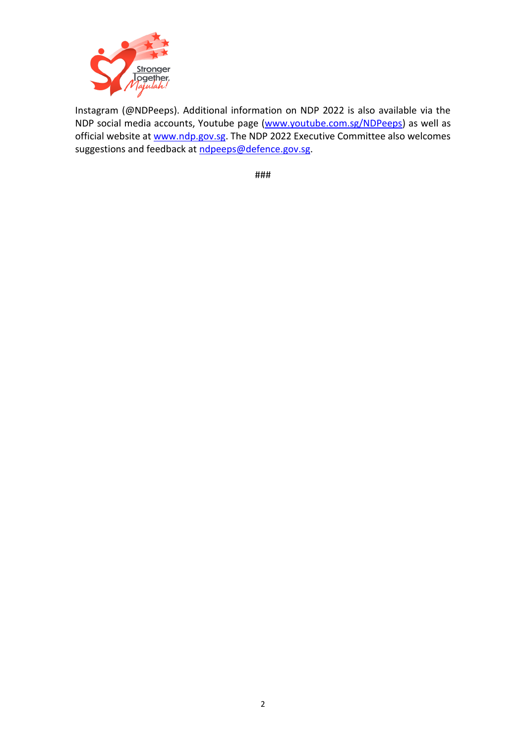Instagram (@NDPeeps). Additional information on NDP 2022 is also available via the NDP social media accounts, Youtube page (www.youtube.com.sg/NDPeeps) as well as official website at www.ndp.gov.sg. The NDP 2022 Executive Committee also welcomes suggestions and feedback at ndpeeps@defence.gov.sg.

###